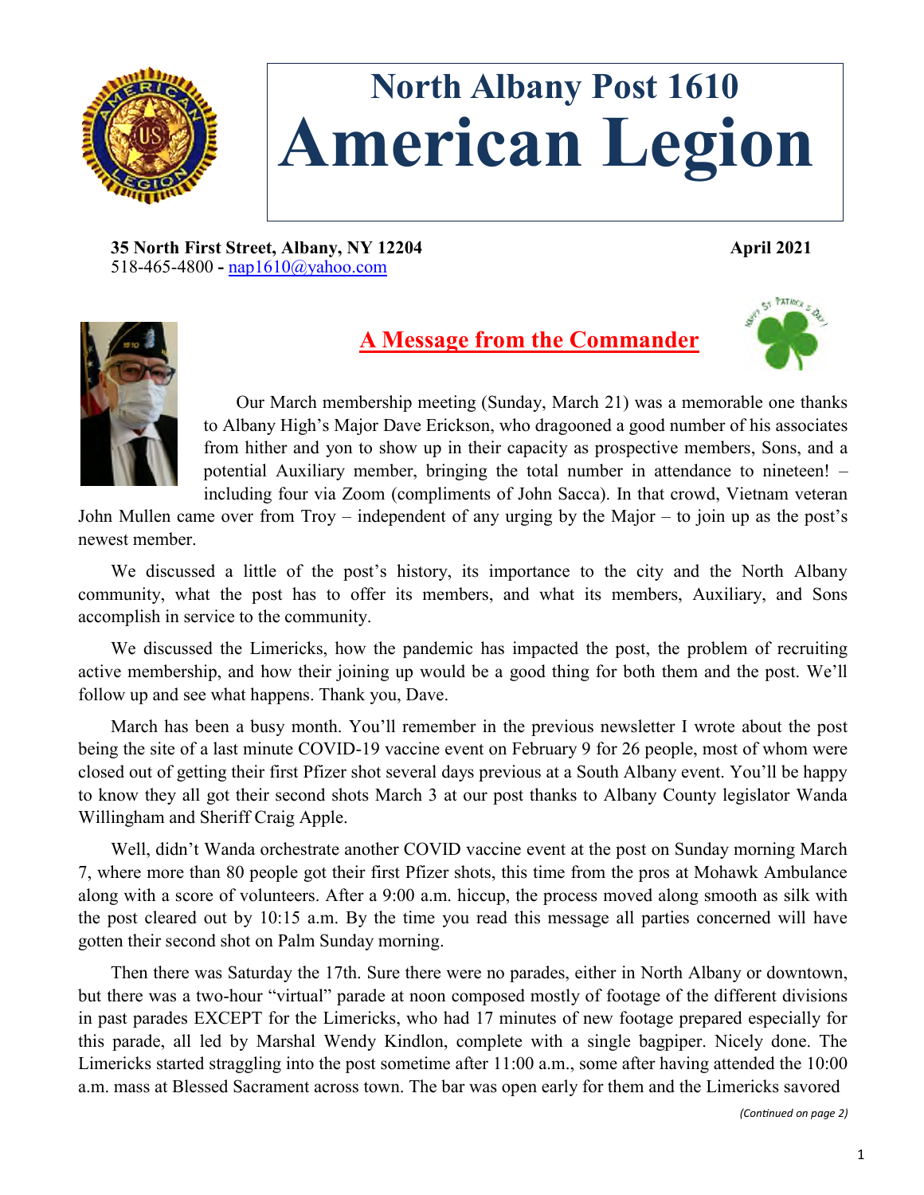# North Albany Post 1610
# American Legion

**35 North First Street, Albany, NY 12204** **April 2021**
518-465-4800 - nap1610@yahoo.com

## A Message from the Commander

Our March membership meeting (Sunday, March 21) was a memorable one thanks to Albany High's Major Dave Erickson, who dragooned a good number of his associates from hither and yon to show up in their capacity as prospective members, Sons, and a potential Auxiliary member, bringing the total number in attendance to nineteen! – including four via Zoom (compliments of John Sacca). In that crowd, Vietnam veteran John Mullen came over from Troy – independent of any urging by the Major – to join up as the post's newest member.

We discussed a little of the post's history, its importance to the city and the North Albany community, what the post has to offer its members, and what its members, Auxiliary, and Sons accomplish in service to the community.

We discussed the Limericks, how the pandemic has impacted the post, the problem of recruiting active membership, and how their joining up would be a good thing for both them and the post. We'll follow up and see what happens. Thank you, Dave.

March has been a busy month. You'll remember in the previous newsletter I wrote about the post being the site of a last minute COVID-19 vaccine event on February 9 for 26 people, most of whom were closed out of getting their first Pfizer shot several days previous at a South Albany event. You'll be happy to know they all got their second shots March 3 at our post thanks to Albany County legislator Wanda Willingham and Sheriff Craig Apple.

Well, didn't Wanda orchestrate another COVID vaccine event at the post on Sunday morning March 7, where more than 80 people got their first Pfizer shots, this time from the pros at Mohawk Ambulance along with a score of volunteers. After a 9:00 a.m. hiccup, the process moved along smooth as silk with the post cleared out by 10:15 a.m. By the time you read this message all parties concerned will have gotten their second shot on Palm Sunday morning.

Then there was Saturday the 17th. Sure there were no parades, either in North Albany or downtown, but there was a two-hour "virtual" parade at noon composed mostly of footage of the different divisions in past parades EXCEPT for the Limericks, who had 17 minutes of new footage prepared especially for this parade, all led by Marshal Wendy Kindlon, complete with a single bagpiper. Nicely done. The Limericks started straggling into the post sometime after 11:00 a.m., some after having attended the 10:00 a.m. mass at Blessed Sacrament across town. The bar was open early for them and the Limericks savored

*(Continued on page 2)*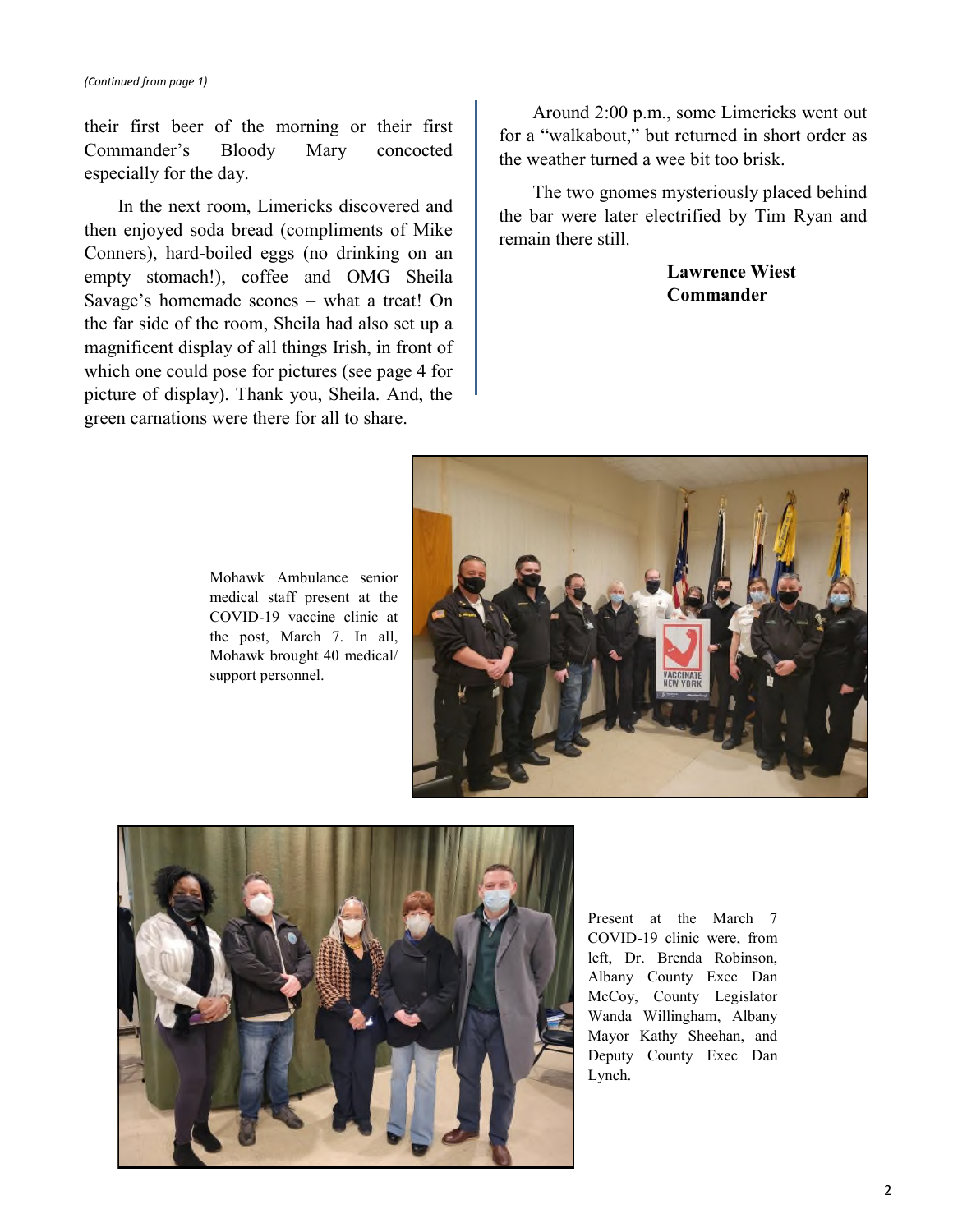*(Continued from page 1)*

their first beer of the morning or their first Commander's Bloody Mary concocted especially for the day.

In the next room, Limericks discovered and then enjoyed soda bread (compliments of Mike Conners), hard-boiled eggs (no drinking on an empty stomach!), coffee and OMG Sheila Savage's homemade scones – what a treat! On the far side of the room, Sheila had also set up a magnificent display of all things Irish, in front of which one could pose for pictures (see page 4 for picture of display). Thank you, Sheila. And, the green carnations were there for all to share.

Around 2:00 p.m., some Limericks went out for a "walkabout," but returned in short order as the weather turned a wee bit too brisk.

The two gnomes mysteriously placed behind the bar were later electrified by Tim Ryan and remain there still.

**Lawrence Wiest**
**Commander**

Mohawk Ambulance senior medical staff present at the COVID-19 vaccine clinic at the post, March 7. In all, Mohawk brought 40 medical/support personnel.

Present at the March 7 COVID-19 clinic were, from left, Dr. Brenda Robinson, Albany County Exec Dan McCoy, County Legislator Wanda Willingham, Albany Mayor Kathy Sheehan, and Deputy County Exec Dan Lynch.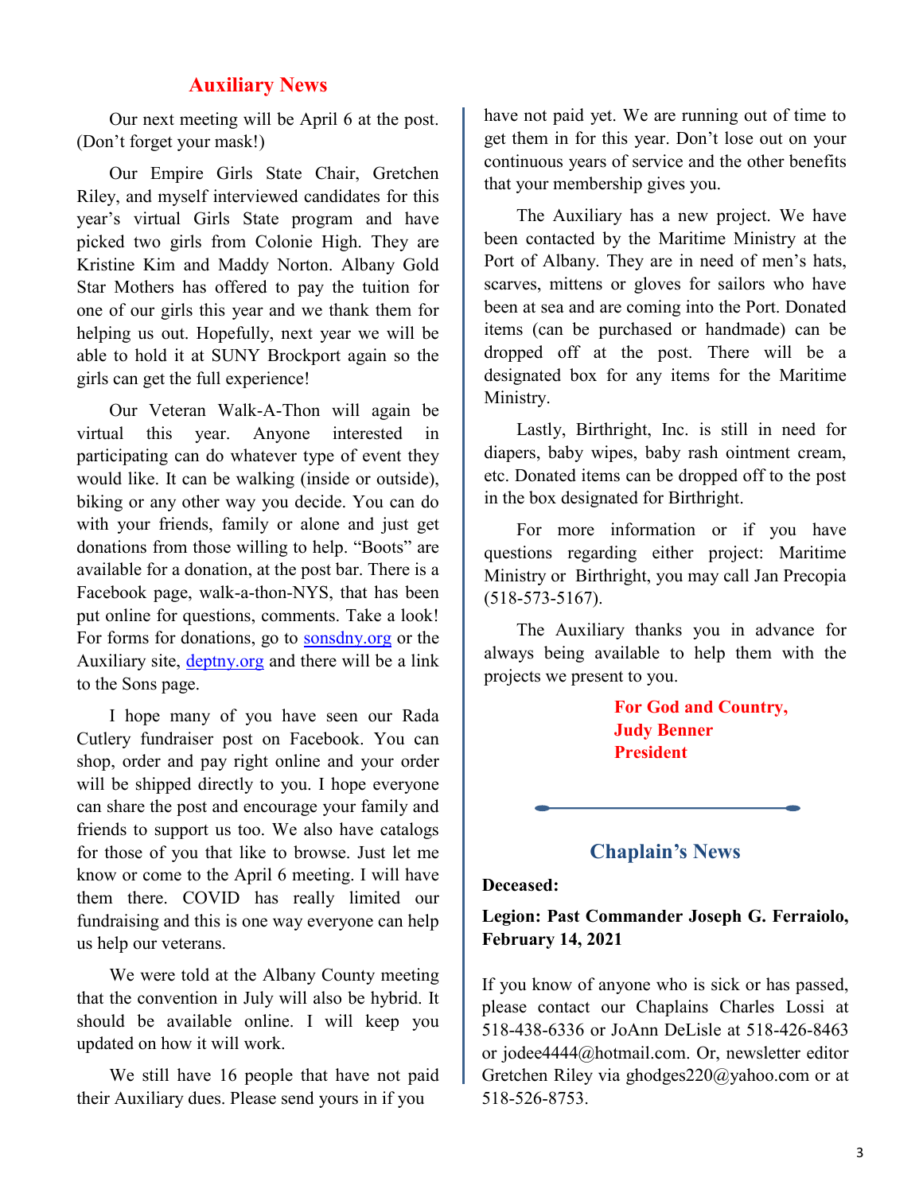## Auxiliary News

Our next meeting will be April 6 at the post. (Don't forget your mask!)

Our Empire Girls State Chair, Gretchen Riley, and myself interviewed candidates for this year's virtual Girls State program and have picked two girls from Colonie High. They are Kristine Kim and Maddy Norton. Albany Gold Star Mothers has offered to pay the tuition for one of our girls this year and we thank them for helping us out. Hopefully, next year we will be able to hold it at SUNY Brockport again so the girls can get the full experience!

Our Veteran Walk-A-Thon will again be virtual this year. Anyone interested in participating can do whatever type of event they would like. It can be walking (inside or outside), biking or any other way you decide. You can do with your friends, family or alone and just get donations from those willing to help. "Boots" are available for a donation, at the post bar. There is a Facebook page, walk-a-thon-NYS, that has been put online for questions, comments. Take a look! For forms for donations, go to sonsdny.org or the Auxiliary site, deptny.org and there will be a link to the Sons page.

I hope many of you have seen our Rada Cutlery fundraiser post on Facebook. You can shop, order and pay right online and your order will be shipped directly to you. I hope everyone can share the post and encourage your family and friends to support us too. We also have catalogs for those of you that like to browse. Just let me know or come to the April 6 meeting. I will have them there. COVID has really limited our fundraising and this is one way everyone can help us help our veterans.

We were told at the Albany County meeting that the convention in July will also be hybrid. It should be available online. I will keep you updated on how it will work.

We still have 16 people that have not paid their Auxiliary dues. Please send yours in if you have not paid yet. We are running out of time to get them in for this year. Don't lose out on your continuous years of service and the other benefits that your membership gives you.

The Auxiliary has a new project. We have been contacted by the Maritime Ministry at the Port of Albany. They are in need of men's hats, scarves, mittens or gloves for sailors who have been at sea and are coming into the Port. Donated items (can be purchased or handmade) can be dropped off at the post. There will be a designated box for any items for the Maritime Ministry.

Lastly, Birthright, Inc. is still in need for diapers, baby wipes, baby rash ointment cream, etc. Donated items can be dropped off to the post in the box designated for Birthright.

For more information or if you have questions regarding either project: Maritime Ministry or Birthright, you may call Jan Precopia (518-573-5167).

The Auxiliary thanks you in advance for always being available to help them with the projects we present to you.

**For God and Country,**
**Judy Benner**
**President**

## Chaplain's News

**Deceased:**

**Legion: Past Commander Joseph G. Ferraiolo, February 14, 2021**

If you know of anyone who is sick or has passed, please contact our Chaplains Charles Lossi at 518-438-6336 or JoAnn DeLisle at 518-426-8463 or jodee4444@hotmail.com. Or, newsletter editor Gretchen Riley via ghodges220@yahoo.com or at 518-526-8753.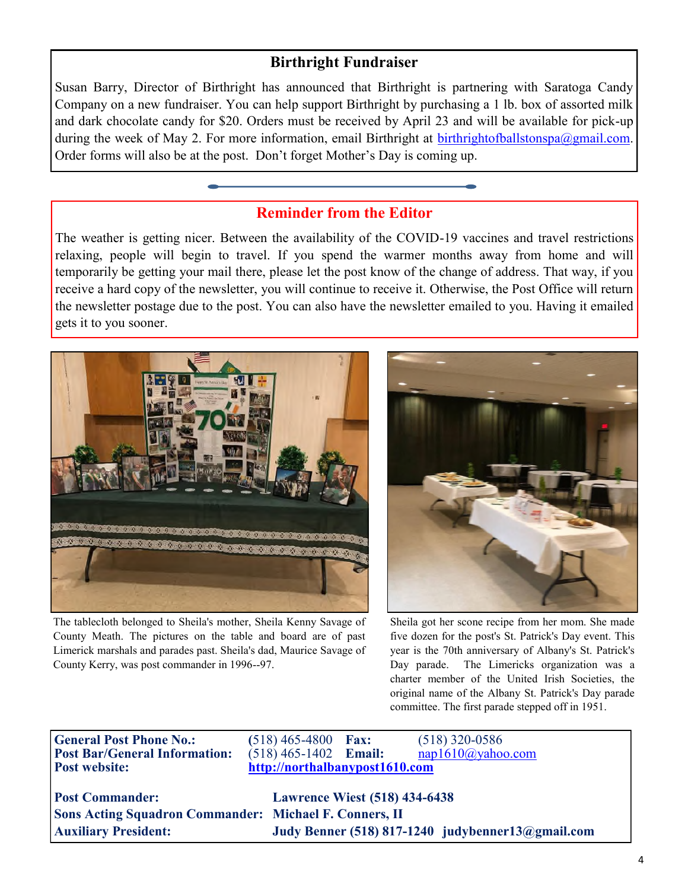## Birthright Fundraiser

Susan Barry, Director of Birthright has announced that Birthright is partnering with Saratoga Candy Company on a new fundraiser. You can help support Birthright by purchasing a 1 lb. box of assorted milk and dark chocolate candy for $20. Orders must be received by April 23 and will be available for pick-up during the week of May 2. For more information, email Birthright at birthrightofballstonspa@gmail.com. Order forms will also be at the post. Don't forget Mother's Day is coming up.

## Reminder from the Editor

The weather is getting nicer. Between the availability of the COVID-19 vaccines and travel restrictions relaxing, people will begin to travel. If you spend the warmer months away from home and will temporarily be getting your mail there, please let the post know of the change of address. That way, if you receive a hard copy of the newsletter, you will continue to receive it. Otherwise, the Post Office will return the newsletter postage due to the post. You can also have the newsletter emailed to you. Having it emailed gets it to you sooner.

The tablecloth belonged to Sheila's mother, Sheila Kenny Savage of County Meath. The pictures on the table and board are of past Limerick marshals and parades past. Sheila's dad, Maurice Savage of County Kerry, was post commander in 1996--97.

Sheila got her scone recipe from her mom. She made five dozen for the post's St. Patrick's Day event. This year is the 70th anniversary of Albany's St. Patrick's Day parade. The Limericks organization was a charter member of the United Irish Societies, the original name of the Albany St. Patrick's Day parade committee. The first parade stepped off in 1951.

**General Post Phone No.:** (518) 465-4800 **Fax:** (518) 320-0586
**Post Bar/General Information:** (518) 465-1402 **Email:** nap1610@yahoo.com
**Post website:** **http://northalbanypost1610.com**

**Post Commander:** **Lawrence Wiest (518) 434-6438**
**Sons Acting Squadron Commander:** **Michael F. Conners, II**
**Auxiliary President:** **Judy Benner (518) 817-1240 judybenner13@gmail.com**